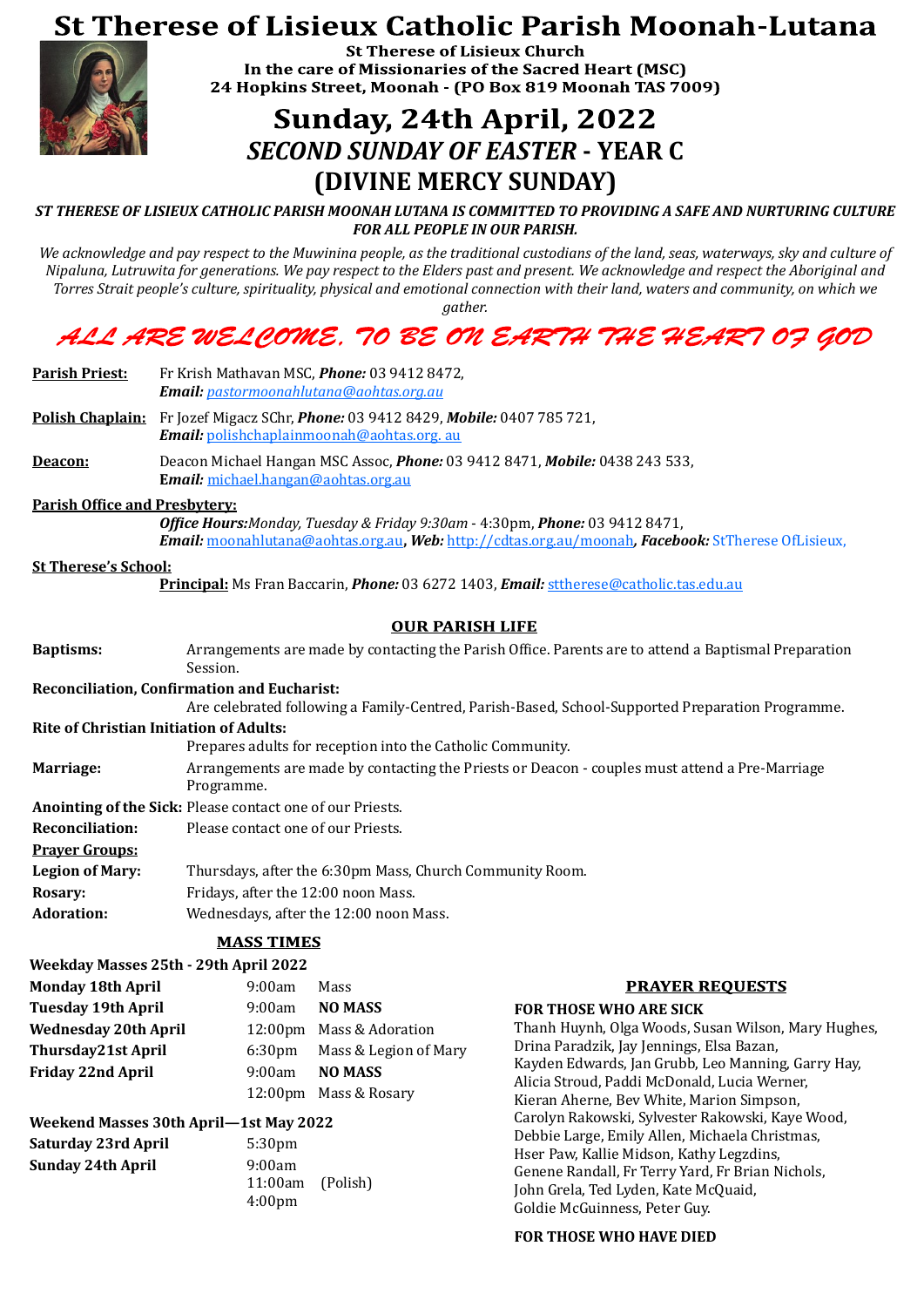# St Therese of Lisieux Catholic Parish Moonah-Lutana

**St Therese of Lisieux Church**
**In the care of Missionaries of the Sacred Heart (MSC)**
**24 Hopkins Street, Moonah - (PO Box 819 Moonah TAS 7009)**

## Sunday, 24th April, 2022
## *SECOND SUNDAY OF EASTER* - YEAR C
## (DIVINE MERCY SUNDAY)

***ST THERESE OF LISIEUX CATHOLIC PARISH MOONAH LUTANA IS COMMITTED TO PROVIDING A SAFE AND NURTURING CULTURE FOR ALL PEOPLE IN OUR PARISH.***

*We acknowledge and pay respect to the Muwinina people, as the traditional custodians of the land, seas, waterways, sky and culture of Nipaluna, Lutruwita for generations. We pay respect to the Elders past and present. We acknowledge and respect the Aboriginal and Torres Strait people's culture, spirituality, physical and emotional connection with their land, waters and community, on which we gather.*

*ALL ARE WELCOME. TO BE ON EARTH THE HEART OF GOD*

**Parish Priest:** Fr Krish Mathavan MSC, ***Phone:*** 03 9412 8472, ***Email:*** pastormoonahlutana@aohtas.org.au

**Polish Chaplain:** Fr Jozef Migacz SChr, ***Phone:*** 03 9412 8429, ***Mobile:*** 0407 785 721, ***Email:*** polishchaplainmoonah@aohtas.org. au

**Deacon:** Deacon Michael Hangan MSC Assoc, ***Phone:*** 03 9412 8471, ***Mobile:*** 0438 243 533, ***Email:*** michael.hangan@aohtas.org.au

**Parish Office and Presbytery:**
***Office Hours:*** *Monday, Tuesday & Friday 9:30am* - 4:30pm, ***Phone:*** 03 9412 8471, ***Email:*** moonahlutana@aohtas.org.au**,** ***Web:*** http://cdtas.org.au/moonah**,** ***Facebook:*** StTherese OfLisieux,

**St Therese's School:**
**Principal:** Ms Fran Baccarin, ***Phone:*** 03 6272 1403, ***Email:*** sttherese@catholic.tas.edu.au

## OUR PARISH LIFE

**Baptisms:** Arrangements are made by contacting the Parish Office. Parents are to attend a Baptismal Preparation Session.

**Reconciliation, Confirmation and Eucharist:**
Are celebrated following a Family-Centred, Parish-Based, School-Supported Preparation Programme.

**Rite of Christian Initiation of Adults:**
Prepares adults for reception into the Catholic Community.

**Marriage:** Arrangements are made by contacting the Priests or Deacon - couples must attend a Pre-Marriage Programme.

**Anointing of the Sick:** Please contact one of our Priests.

**Reconciliation:** Please contact one of our Priests.

**Prayer Groups:**

**Legion of Mary:** Thursdays, after the 6:30pm Mass, Church Community Room.

**Rosary:** Fridays, after the 12:00 noon Mass.

**Adoration:** Wednesdays, after the 12:00 noon Mass.

## MASS TIMES

**Weekday Masses 25th - 29th April 2022**

| | | |
|---|---|---|
| **Monday 18th April** | 9:00am | Mass |
| **Tuesday 19th April** | 9:00am | **NO MASS** |
| **Wednesday 20th April** | 12:00pm | Mass & Adoration |
| **Thursday21st April** | 6:30pm | Mass & Legion of Mary |
| **Friday 22nd April** | 9:00am | **NO MASS** |
| | 12:00pm | Mass & Rosary |

**Weekend Masses 30th April—1st May 2022**

| | | |
|---|---|---|
| **Saturday 23rd April** | 5:30pm | |
| **Sunday 24th April** | 9:00am | |
| | 11:00am | (Polish) |
| | 4:00pm | |

## PRAYER REQUESTS

**FOR THOSE WHO ARE SICK**

Thanh Huynh, Olga Woods, Susan Wilson, Mary Hughes, Drina Paradzik, Jay Jennings, Elsa Bazan, Kayden Edwards, Jan Grubb, Leo Manning, Garry Hay, Alicia Stroud, Paddi McDonald, Lucia Werner, Kieran Aherne, Bev White, Marion Simpson, Carolyn Rakowski, Sylvester Rakowski, Kaye Wood, Debbie Large, Emily Allen, Michaela Christmas, Hser Paw, Kallie Midson, Kathy Legzdins, Genene Randall, Fr Terry Yard, Fr Brian Nichols, John Grela, Ted Lyden, Kate McQuaid, Goldie McGuinness, Peter Guy.

**FOR THOSE WHO HAVE DIED**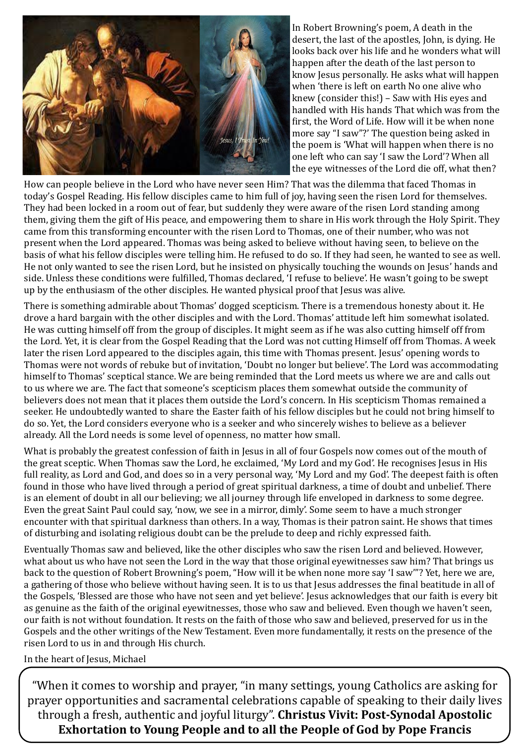In Robert Browning's poem, A death in the desert, the last of the apostles, John, is dying. He looks back over his life and he wonders what will happen after the death of the last person to know Jesus personally. He asks what will happen when 'there is left on earth No one alive who knew (consider this!) – Saw with His eyes and handled with His hands That which was from the first, the Word of Life. How will it be when none more say "I saw"?' The question being asked in the poem is 'What will happen when there is no one left who can say 'I saw the Lord'? When all the eye witnesses of the Lord die off, what then?

How can people believe in the Lord who have never seen Him? That was the dilemma that faced Thomas in today's Gospel Reading. His fellow disciples came to him full of joy, having seen the risen Lord for themselves. They had been locked in a room out of fear, but suddenly they were aware of the risen Lord standing among them, giving them the gift of His peace, and empowering them to share in His work through the Holy Spirit. They came from this transforming encounter with the risen Lord to Thomas, one of their number, who was not present when the Lord appeared. Thomas was being asked to believe without having seen, to believe on the basis of what his fellow disciples were telling him. He refused to do so. If they had seen, he wanted to see as well. He not only wanted to see the risen Lord, but he insisted on physically touching the wounds on Jesus' hands and side. Unless these conditions were fulfilled, Thomas declared, 'I refuse to believe'. He wasn't going to be swept up by the enthusiasm of the other disciples. He wanted physical proof that Jesus was alive.

There is something admirable about Thomas' dogged scepticism. There is a tremendous honesty about it. He drove a hard bargain with the other disciples and with the Lord. Thomas' attitude left him somewhat isolated. He was cutting himself off from the group of disciples. It might seem as if he was also cutting himself off from the Lord. Yet, it is clear from the Gospel Reading that the Lord was not cutting Himself off from Thomas. A week later the risen Lord appeared to the disciples again, this time with Thomas present. Jesus' opening words to Thomas were not words of rebuke but of invitation, 'Doubt no longer but believe'. The Lord was accommodating himself to Thomas' sceptical stance. We are being reminded that the Lord meets us where we are and calls out to us where we are. The fact that someone's scepticism places them somewhat outside the community of believers does not mean that it places them outside the Lord's concern. In His scepticism Thomas remained a seeker. He undoubtedly wanted to share the Easter faith of his fellow disciples but he could not bring himself to do so. Yet, the Lord considers everyone who is a seeker and who sincerely wishes to believe as a believer already. All the Lord needs is some level of openness, no matter how small.

What is probably the greatest confession of faith in Jesus in all of four Gospels now comes out of the mouth of the great sceptic. When Thomas saw the Lord, he exclaimed, 'My Lord and my God'. He recognises Jesus in His full reality, as Lord and God, and does so in a very personal way, 'My Lord and my God'. The deepest faith is often found in those who have lived through a period of great spiritual darkness, a time of doubt and unbelief. There is an element of doubt in all our believing; we all journey through life enveloped in darkness to some degree. Even the great Saint Paul could say, 'now, we see in a mirror, dimly'. Some seem to have a much stronger encounter with that spiritual darkness than others. In a way, Thomas is their patron saint. He shows that times of disturbing and isolating religious doubt can be the prelude to deep and richly expressed faith.

Eventually Thomas saw and believed, like the other disciples who saw the risen Lord and believed. However, what about us who have not seen the Lord in the way that those original eyewitnesses saw him? That brings us back to the question of Robert Browning's poem, "How will it be when none more say 'I saw'"? Yet, here we are, a gathering of those who believe without having seen. It is to us that Jesus addresses the final beatitude in all of the Gospels, 'Blessed are those who have not seen and yet believe'. Jesus acknowledges that our faith is every bit as genuine as the faith of the original eyewitnesses, those who saw and believed. Even though we haven't seen, our faith is not without foundation. It rests on the faith of those who saw and believed, preserved for us in the Gospels and the other writings of the New Testament. Even more fundamentally, it rests on the presence of the risen Lord to us in and through His church.

In the heart of Jesus, Michael

"When it comes to worship and prayer, "in many settings, young Catholics are asking for prayer opportunities and sacramental celebrations capable of speaking to their daily lives through a fresh, authentic and joyful liturgy". **Christus Vivit: Post-Synodal Apostolic Exhortation to Young People and to all the People of God by Pope Francis**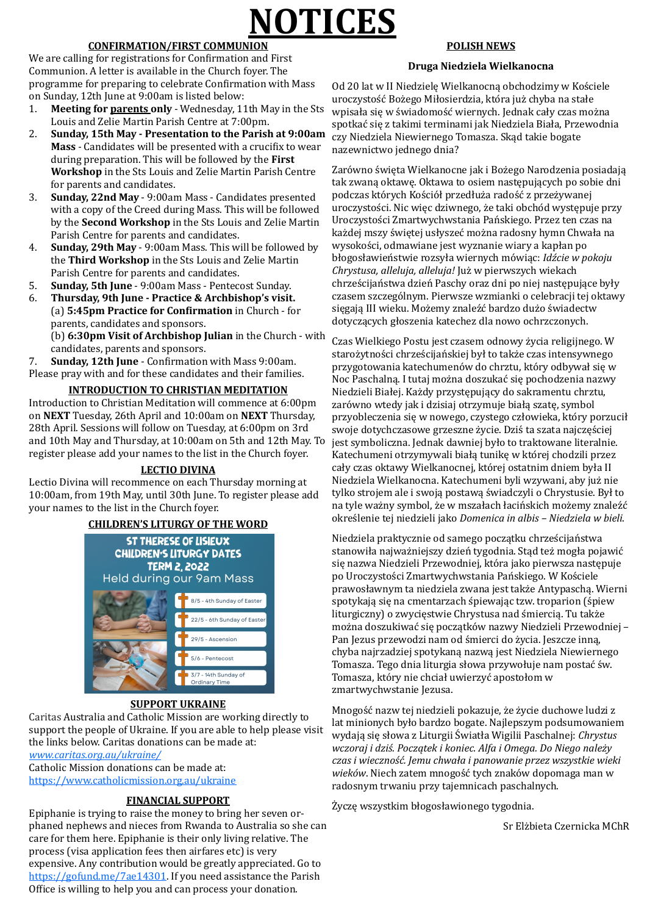# NOTICES

## CONFIRMATION/FIRST COMMUNION

We are calling for registrations for Confirmation and First Communion. A letter is available in the Church foyer. The programme for preparing to celebrate Confirmation with Mass on Sunday, 12th June at 9:00am is listed below:

1. **Meeting for parents only** - Wednesday, 11th May in the Sts Louis and Zelie Martin Parish Centre at 7:00pm.
2. **Sunday, 15th May - Presentation to the Parish at 9:00am Mass** - Candidates will be presented with a crucifix to wear during preparation. This will be followed by the **First Workshop** in the Sts Louis and Zelie Martin Parish Centre for parents and candidates.
3. **Sunday, 22nd May** - 9:00am Mass - Candidates presented with a copy of the Creed during Mass. This will be followed by the **Second Workshop** in the Sts Louis and Zelie Martin Parish Centre for parents and candidates.
4. **Sunday, 29th May** - 9:00am Mass. This will be followed by the **Third Workshop** in the Sts Louis and Zelie Martin Parish Centre for parents and candidates.
5. **Sunday, 5th June** - 9:00am Mass - Pentecost Sunday.
6. **Thursday, 9th June - Practice & Archbishop's visit.**
   (a) **5:45pm Practice for Confirmation** in Church - for parents, candidates and sponsors.
   (b) **6:30pm Visit of Archbishop Julian** in the Church - with candidates, parents and sponsors.
7. **Sunday, 12th June** - Confirmation with Mass 9:00am.

Please pray with and for these candidates and their families.

## INTRODUCTION TO CHRISTIAN MEDITATION

Introduction to Christian Meditation will commence at 6:00pm on **NEXT** Tuesday, 26th April and 10:00am on **NEXT** Thursday, 28th April. Sessions will follow on Tuesday, at 6:00pm on 3rd and 10th May and Thursday, at 10:00am on 5th and 12th May. To register please add your names to the list in the Church foyer.

## LECTIO DIVINA

Lectio Divina will recommence on each Thursday morning at 10:00am, from 19th May, until 30th June. To register please add your names to the list in the Church foyer.

## CHILDREN'S LITURGY OF THE WORD

ST THERESE OF LISIEUX CHILDREN'S LITURGY DATES
TERM 2, 2022
Held during our 9am Mass

- 8/5 - 4th Sunday of Easter
- 22/5 - 6th Sunday of Easter
- 29/5 - Ascension
- 5/6 - Pentecost
- 3/7 - 14th Sunday of Ordinary Time

## SUPPORT UKRAINE

Caritas Australia and Catholic Mission are working directly to support the people of Ukraine. If you are able to help please visit the links below. Caritas donations can be made at:
*www.caritas.org.au/ukraine/*
Catholic Mission donations can be made at:
https://www.catholicmission.org.au/ukraine

## FINANCIAL SUPPORT

Epiphanie is trying to raise the money to bring her seven orphaned nephews and nieces from Rwanda to Australia so she can care for them here. Epiphanie is their only living relative. The process (visa application fees then airfares etc) is very expensive. Any contribution would be greatly appreciated. Go to https://gofund.me/7ae14301. If you need assistance the Parish Office is willing to help you and can process your donation.

## POLISH NEWS

### Druga Niedziela Wielkanocna

Od 20 lat w II Niedzielę Wielkanocną obchodzimy w Kościele uroczystość Bożego Miłosierdzia, która już chyba na stałe wpisała się w świadomość wiernych. Jednak cały czas można spotkać się z takimi terminami jak Niedziela Biała, Przewodnia czy Niedziela Niewiernego Tomasza. Skąd takie bogate nazewnictwo jednego dnia?

Zarówno święta Wielkanocne jak i Bożego Narodzenia posiadają tak zwaną oktawę. Oktawa to osiem następujących po sobie dni podczas których Kościół przedłuża radość z przeżywanej uroczystości. Nic więc dziwnego, że taki obchód występuje przy Uroczystości Zmartwychwstania Pańskiego. Przez ten czas na każdej mszy świętej usłyszeć można radosny hymn Chwała na wysokości, odmawiane jest wyznanie wiary a kapłan po błogosławieństwie rozsyła wiernych mówiąc: *Idźcie w pokoju Chrystusa, alleluja, alleluja!* Już w pierwszych wiekach chrześcijaństwa dzień Paschy oraz dni po niej następujące były czasem szczególnym. Pierwsze wzmianki o celebracji tej oktawy sięgają III wieku. Możemy znaleźć bardzo dużo świadectw dotyczących głoszenia katechez dla nowo ochrzczonych.

Czas Wielkiego Postu jest czasem odnowy życia religijnego. W starożytności chrześcijańskiej był to także czas intensywnego przygotowania katechumenów do chrztu, który odbywał się w Noc Paschalną. I tutaj można doszukać się pochodzenia nazwy Niedzieli Białej. Każdy przystępujący do sakramentu chrztu, zarówno wtedy jak i dzisiaj otrzymuje białą szatę, symbol przyobleczenia się w nowego, czystego człowieka, który porzucił swoje dotychczasowe grzeszne życie. Dziś ta szata najczęściej jest symboliczna. Jednak dawniej było to traktowane literalnie. Katechumeni otrzymywali białą tunikę w której chodzili przez cały czas oktawy Wielkanocnej, której ostatnim dniem była II Niedziela Wielkanocna. Katechumeni byli wzywani, aby już nie tylko strojem ale i swoją postawą świadczyli o Chrystusie. Był to na tyle ważny symbol, że w mszałach łacińskich możemy znaleźć określenie tej niedzieli jako *Domenica in albis – Niedziela w bieli.*

Niedziela praktycznie od samego początku chrześcijaństwa stanowiła najważniejszy dzień tygodnia. Stąd też mogła pojawić się nazwa Niedzieli Przewodniej, która jako pierwsza następuje po Uroczystości Zmartwychwstania Pańskiego. W Kościele prawosławnym ta niedziela zwana jest także Antypaschą. Wierni spotykają się na cmentarzach śpiewając tzw. troparion (śpiew liturgiczny) o zwycięstwie Chrystusa nad śmiercią. Tu także można doszukiwać się początków nazwy Niedzieli Przewodniej – Pan Jezus przewodzi nam od śmierci do życia. Jeszcze inną, chyba najrzadziej spotykaną nazwą jest Niedziela Niewiernego Tomasza. Tego dnia liturgia słowa przywołuje nam postać św. Tomasza, który nie chciał uwierzyć apostołom w zmartwychwstanie Jezusa.

Mnogość nazw tej niedzieli pokazuje, że życie duchowe ludzi z lat minionych było bardzo bogate. Najlepszym podsumowaniem wydają się słowa z Liturgii Światła Wigilii Paschalnej: *Chrystus wczoraj i dziś. Początek i koniec. Alfa i Omega. Do Niego należy czas i wieczność. Jemu chwała i panowanie przez wszystkie wieki wieków*. Niech zatem mnogość tych znaków dopomaga man w radosnym trwaniu przy tajemnicach paschalnych.

Życzę wszystkim błogosławionego tygodnia.

Sr Elżbieta Czernicka MChR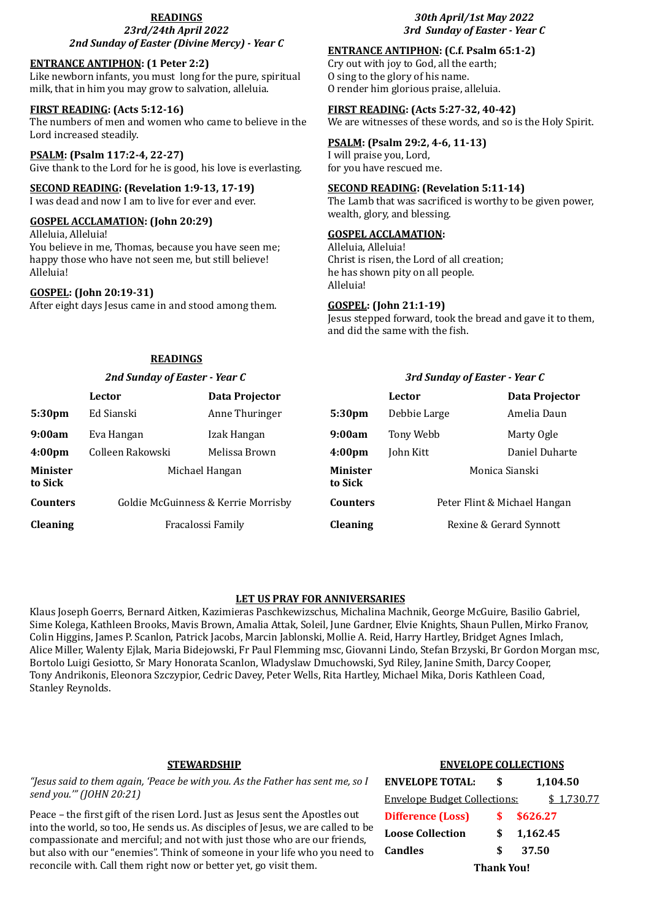## READINGS

*23rd/24th April 2022*

*2nd Sunday of Easter (Divine Mercy) - Year C*

**ENTRANCE ANTIPHON: (1 Peter 2:2)**
Like newborn infants, you must long for the pure, spiritual milk, that in him you may grow to salvation, alleluia.

**FIRST READING: (Acts 5:12-16)**
The numbers of men and women who came to believe in the Lord increased steadily.

**PSALM: (Psalm 117:2-4, 22-27)**
Give thank to the Lord for he is good, his love is everlasting.

**SECOND READING: (Revelation 1:9-13, 17-19)**
I was dead and now I am to live for ever and ever.

**GOSPEL ACCLAMATION: (John 20:29)**
Alleluia, Alleluia!
You believe in me, Thomas, because you have seen me;
happy those who have not seen me, but still believe!
Alleluia!

**GOSPEL: (John 20:19-31)**
After eight days Jesus came in and stood among them.

*30th April/1st May 2022*

*3rd Sunday of Easter - Year C*

**ENTRANCE ANTIPHON: (C.f. Psalm 65:1-2)**
Cry out with joy to God, all the earth;
O sing to the glory of his name.
O render him glorious praise, alleluia.

**FIRST READING: (Acts 5:27-32, 40-42)**
We are witnesses of these words, and so is the Holy Spirit.

**PSALM: (Psalm 29:2, 4-6, 11-13)**
I will praise you, Lord,
for you have rescued me.

**SECOND READING: (Revelation 5:11-14)**
The Lamb that was sacrificed is worthy to be given power, wealth, glory, and blessing.

**GOSPEL ACCLAMATION:**
Alleluia, Alleluia!
Christ is risen, the Lord of all creation;
he has shown pity on all people.
Alleluia!

**GOSPEL: (John 21:1-19)**
Jesus stepped forward, took the bread and gave it to them, and did the same with the fish.

## READINGS

*2nd Sunday of Easter - Year C*

| | Lector | Data Projector |
|---|---|---|
| **5:30pm** | Ed Sianski | Anne Thuringer |
| **9:00am** | Eva Hangan | Izak Hangan |
| **4:00pm** | Colleen Rakowski | Melissa Brown |
| **Minister to Sick** | Michael Hangan | |
| **Counters** | Goldie McGuinness & Kerrie Morrisby | |
| **Cleaning** | Fracalossi Family | |

*3rd Sunday of Easter - Year C*

| | Lector | Data Projector |
|---|---|---|
| **5:30pm** | Debbie Large | Amelia Daun |
| **9:00am** | Tony Webb | Marty Ogle |
| **4:00pm** | John Kitt | Daniel Duharte |
| **Minister to Sick** | Monica Sianski | |
| **Counters** | Peter Flint & Michael Hangan | |
| **Cleaning** | Rexine & Gerard Synnott | |

## LET US PRAY FOR ANNIVERSARIES

Klaus Joseph Goerrs, Bernard Aitken, Kazimieras Paschkewizschus, Michalina Machnik, George McGuire, Basilio Gabriel, Sime Kolega, Kathleen Brooks, Mavis Brown, Amalia Attak, Soleil, June Gardner, Elvie Knights, Shaun Pullen, Mirko Franov, Colin Higgins, James P. Scanlon, Patrick Jacobs, Marcin Jablonski, Mollie A. Reid, Harry Hartley, Bridget Agnes Imlach, Alice Miller, Walenty Ejlak, Maria Bidejowski, Fr Paul Flemming msc, Giovanni Lindo, Stefan Brzyski, Br Gordon Morgan msc, Bortolo Luigi Gesiotto, Sr Mary Honorata Scanlon, Wladyslaw Dmuchowski, Syd Riley, Janine Smith, Darcy Cooper, Tony Andrikonis, Eleonora Szczypior, Cedric Davey, Peter Wells, Rita Hartley, Michael Mika, Doris Kathleen Coad, Stanley Reynolds.

## STEWARDSHIP

*"Jesus said to them again, 'Peace be with you. As the Father has sent me, so I send you.'" (JOHN 20:21)*

Peace – the first gift of the risen Lord. Just as Jesus sent the Apostles out into the world, so too, He sends us. As disciples of Jesus, we are called to be compassionate and merciful; and not with just those who are our friends, but also with our "enemies". Think of someone in your life who you need to reconcile with. Call them right now or better yet, go visit them.

## ENVELOPE COLLECTIONS

| | | |
|---|---|---|
| **ENVELOPE TOTAL:** | **$** | **1,104.50** |
| Envelope Budget Collections: | | $ 1,730.77 |
| **Difference (Loss)** | **$** | **$626.27** |
| **Loose Collection** | **$** | **1,162.45** |
| **Candles** | **$** | **37.50** |

**Thank You!**